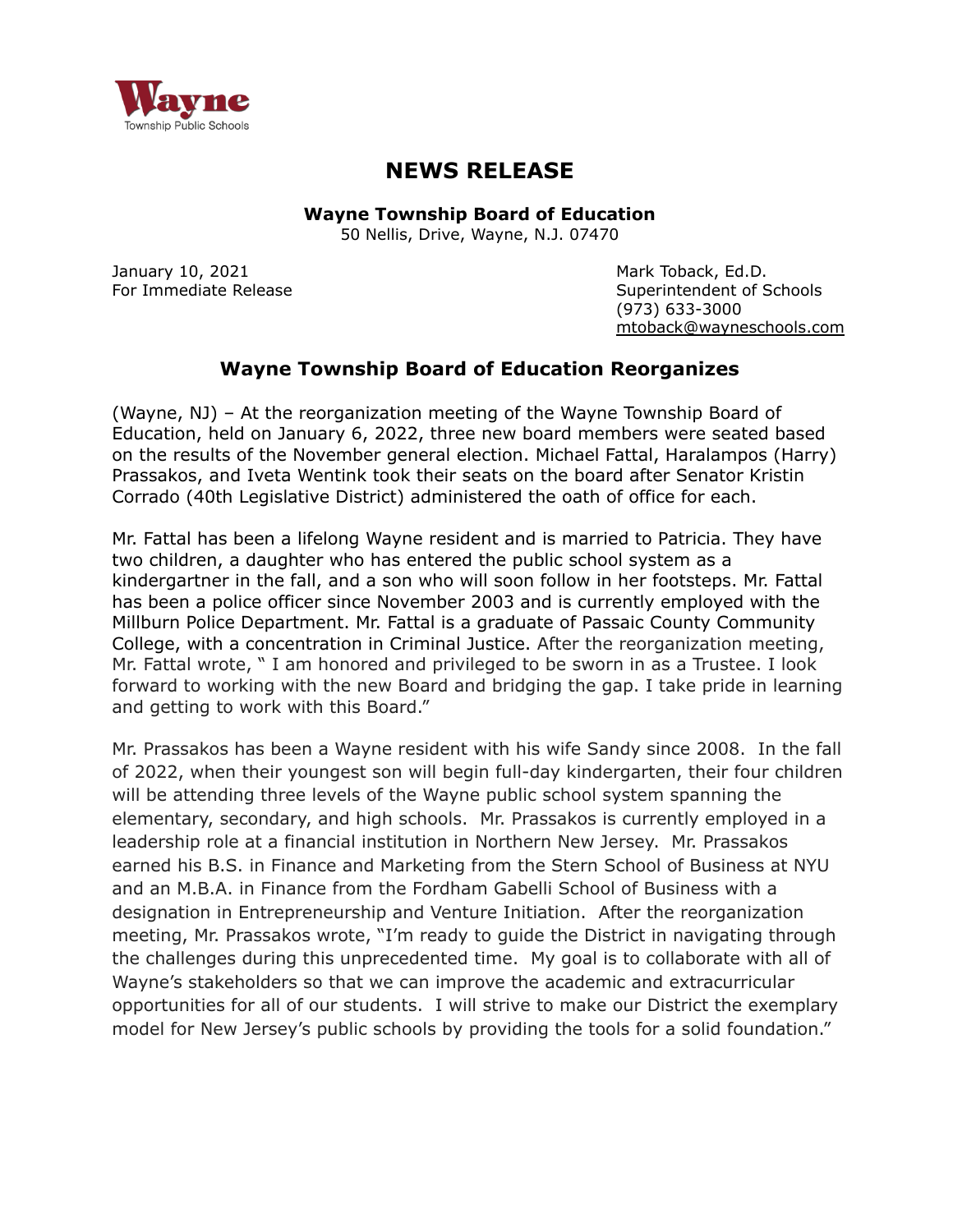Wayne
Township Public Schools

# NEWS RELEASE

**Wayne Township Board of Education**
50 Nellis, Drive, Wayne, N.J. 07470

January 10, 2021
For Immediate Release

Mark Toback, Ed.D.
Superintendent of Schools
(973) 633-3000
mtoback@wayneschools.com

## Wayne Township Board of Education Reorganizes

(Wayne, NJ) – At the reorganization meeting of the Wayne Township Board of Education, held on January 6, 2022, three new board members were seated based on the results of the November general election. Michael Fattal, Haralampos (Harry) Prassakos, and Iveta Wentink took their seats on the board after Senator Kristin Corrado (40th Legislative District) administered the oath of office for each.

Mr. Fattal has been a lifelong Wayne resident and is married to Patricia. They have two children, a daughter who has entered the public school system as a kindergartner in the fall, and a son who will soon follow in her footsteps. Mr. Fattal has been a police officer since November 2003 and is currently employed with the Millburn Police Department. Mr. Fattal is a graduate of Passaic County Community College, with a concentration in Criminal Justice. After the reorganization meeting, Mr. Fattal wrote, " I am honored and privileged to be sworn in as a Trustee. I look forward to working with the new Board and bridging the gap. I take pride in learning and getting to work with this Board."

Mr. Prassakos has been a Wayne resident with his wife Sandy since 2008. In the fall of 2022, when their youngest son will begin full-day kindergarten, their four children will be attending three levels of the Wayne public school system spanning the elementary, secondary, and high schools. Mr. Prassakos is currently employed in a leadership role at a financial institution in Northern New Jersey. Mr. Prassakos earned his B.S. in Finance and Marketing from the Stern School of Business at NYU and an M.B.A. in Finance from the Fordham Gabelli School of Business with a designation in Entrepreneurship and Venture Initiation. After the reorganization meeting, Mr. Prassakos wrote, "I'm ready to guide the District in navigating through the challenges during this unprecedented time. My goal is to collaborate with all of Wayne's stakeholders so that we can improve the academic and extracurricular opportunities for all of our students. I will strive to make our District the exemplary model for New Jersey's public schools by providing the tools for a solid foundation."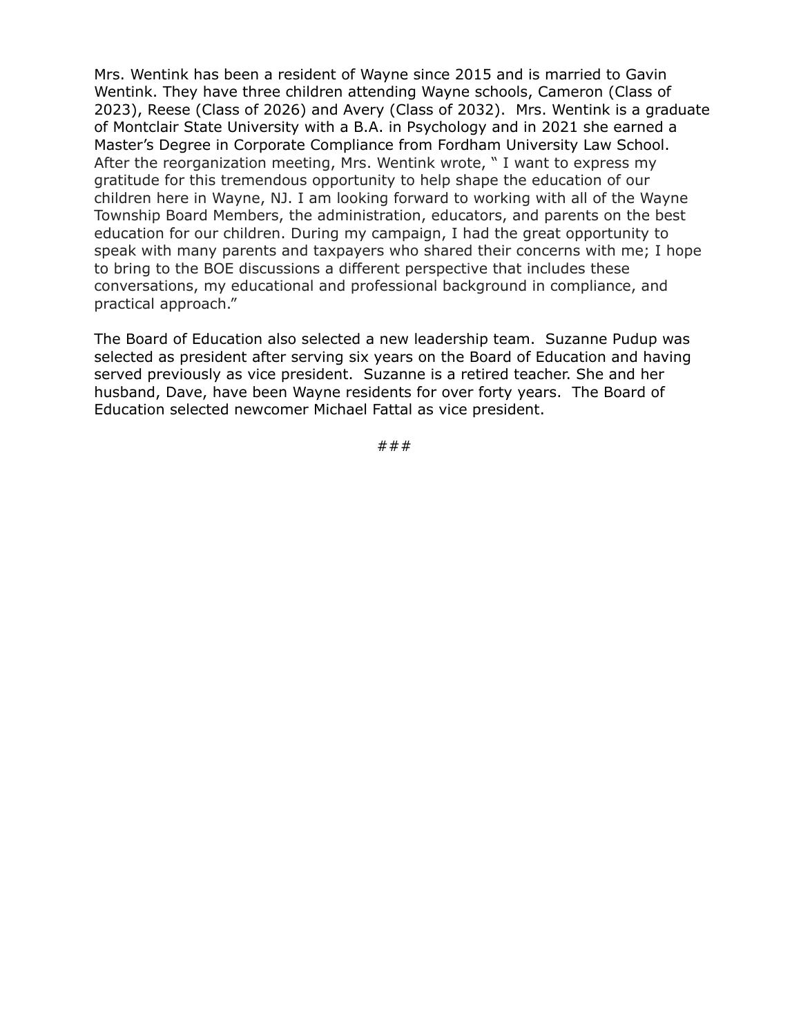Mrs. Wentink has been a resident of Wayne since 2015 and is married to Gavin Wentink. They have three children attending Wayne schools, Cameron (Class of 2023), Reese (Class of 2026) and Avery (Class of 2032). Mrs. Wentink is a graduate of Montclair State University with a B.A. in Psychology and in 2021 she earned a Master's Degree in Corporate Compliance from Fordham University Law School. After the reorganization meeting, Mrs. Wentink wrote, " I want to express my gratitude for this tremendous opportunity to help shape the education of our children here in Wayne, NJ. I am looking forward to working with all of the Wayne Township Board Members, the administration, educators, and parents on the best education for our children. During my campaign, I had the great opportunity to speak with many parents and taxpayers who shared their concerns with me; I hope to bring to the BOE discussions a different perspective that includes these conversations, my educational and professional background in compliance, and practical approach."

The Board of Education also selected a new leadership team. Suzanne Pudup was selected as president after serving six years on the Board of Education and having served previously as vice president. Suzanne is a retired teacher. She and her husband, Dave, have been Wayne residents for over forty years. The Board of Education selected newcomer Michael Fattal as vice president.

###